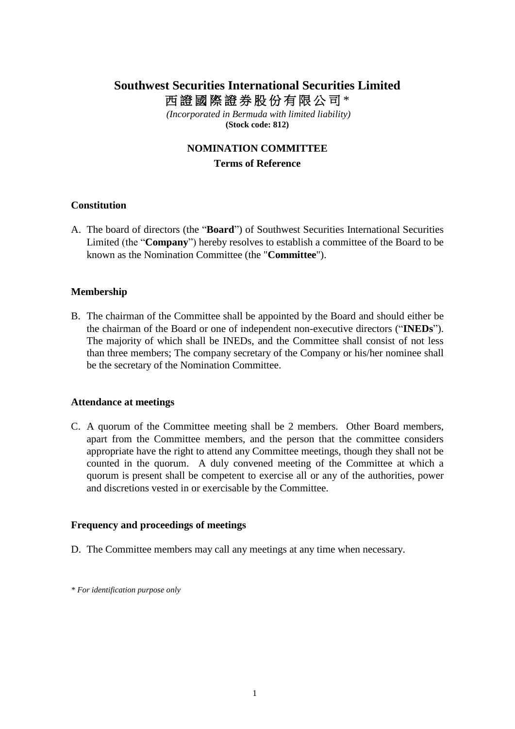# Southwest Securities International Securities Limited

# 西證國際證券股份有限公司*

*(Incorporated in Bermuda with limited liability)*

**(Stock code: 812)**

## NOMINATION COMMITTEE

## Terms of Reference

### Constitution

A. The board of directors (the "**Board**") of Southwest Securities International Securities Limited (the "**Company**") hereby resolves to establish a committee of the Board to be known as the Nomination Committee (the "**Committee**").

### Membership

B. The chairman of the Committee shall be appointed by the Board and should either be the chairman of the Board or one of independent non-executive directors ("**INEDs**"). The majority of which shall be INEDs, and the Committee shall consist of not less than three members; The company secretary of the Company or his/her nominee shall be the secretary of the Nomination Committee.

### Attendance at meetings

C. A quorum of the Committee meeting shall be 2 members. Other Board members, apart from the Committee members, and the person that the committee considers appropriate have the right to attend any Committee meetings, though they shall not be counted in the quorum. A duly convened meeting of the Committee at which a quorum is present shall be competent to exercise all or any of the authorities, power and discretions vested in or exercisable by the Committee.

### Frequency and proceedings of meetings

D. The Committee members may call any meetings at any time when necessary.

*\* For identification purpose only*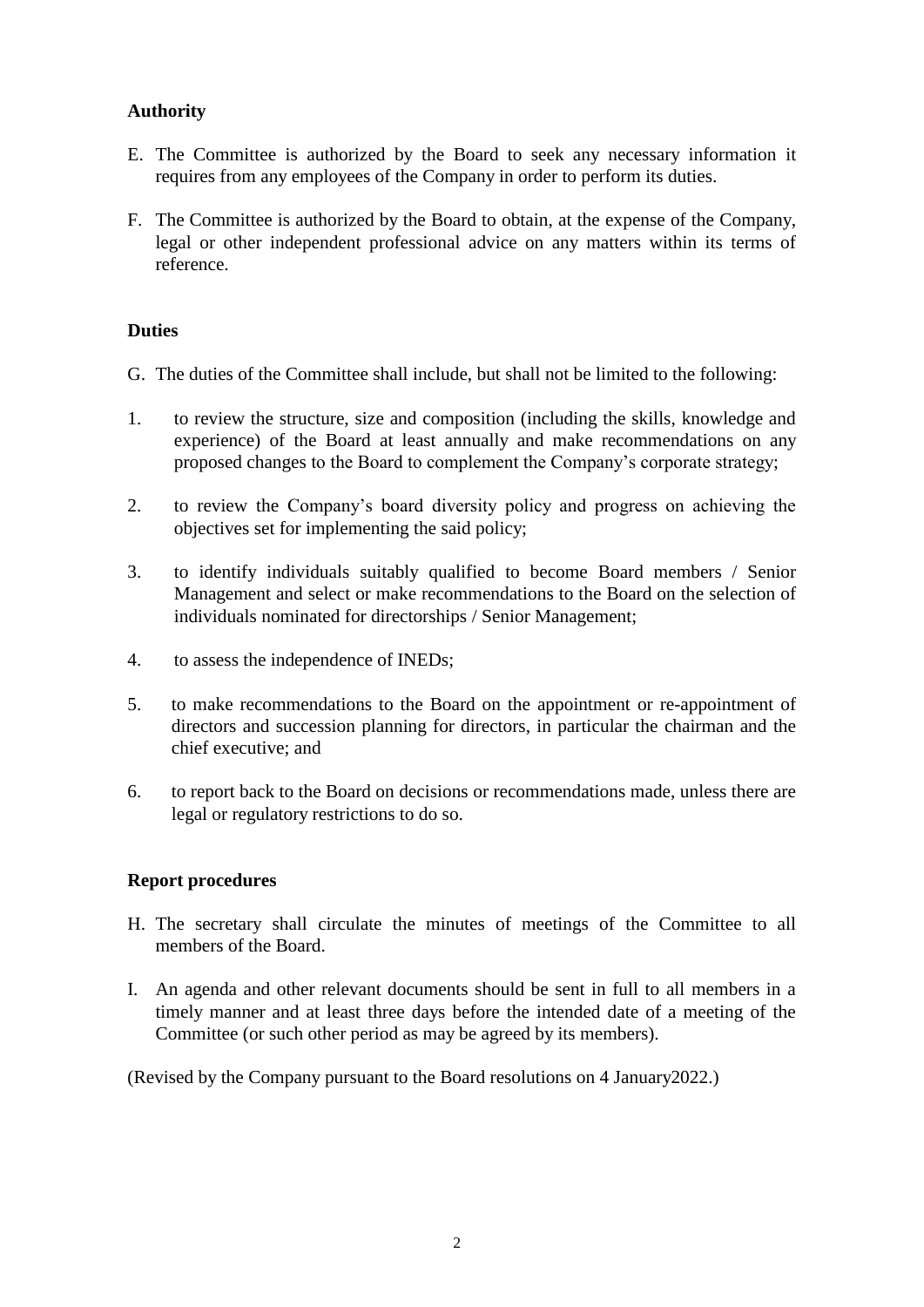**Authority**

E. The Committee is authorized by the Board to seek any necessary information it requires from any employees of the Company in order to perform its duties.

F. The Committee is authorized by the Board to obtain, at the expense of the Company, legal or other independent professional advice on any matters within its terms of reference.

**Duties**

G. The duties of the Committee shall include, but shall not be limited to the following:

1. to review the structure, size and composition (including the skills, knowledge and experience) of the Board at least annually and make recommendations on any proposed changes to the Board to complement the Company's corporate strategy;

2. to review the Company's board diversity policy and progress on achieving the objectives set for implementing the said policy;

3. to identify individuals suitably qualified to become Board members / Senior Management and select or make recommendations to the Board on the selection of individuals nominated for directorships / Senior Management;

4. to assess the independence of INEDs;

5. to make recommendations to the Board on the appointment or re-appointment of directors and succession planning for directors, in particular the chairman and the chief executive; and

6. to report back to the Board on decisions or recommendations made, unless there are legal or regulatory restrictions to do so.

**Report procedures**

H. The secretary shall circulate the minutes of meetings of the Committee to all members of the Board.

I. An agenda and other relevant documents should be sent in full to all members in a timely manner and at least three days before the intended date of a meeting of the Committee (or such other period as may be agreed by its members).

(Revised by the Company pursuant to the Board resolutions on 4 January2022.)